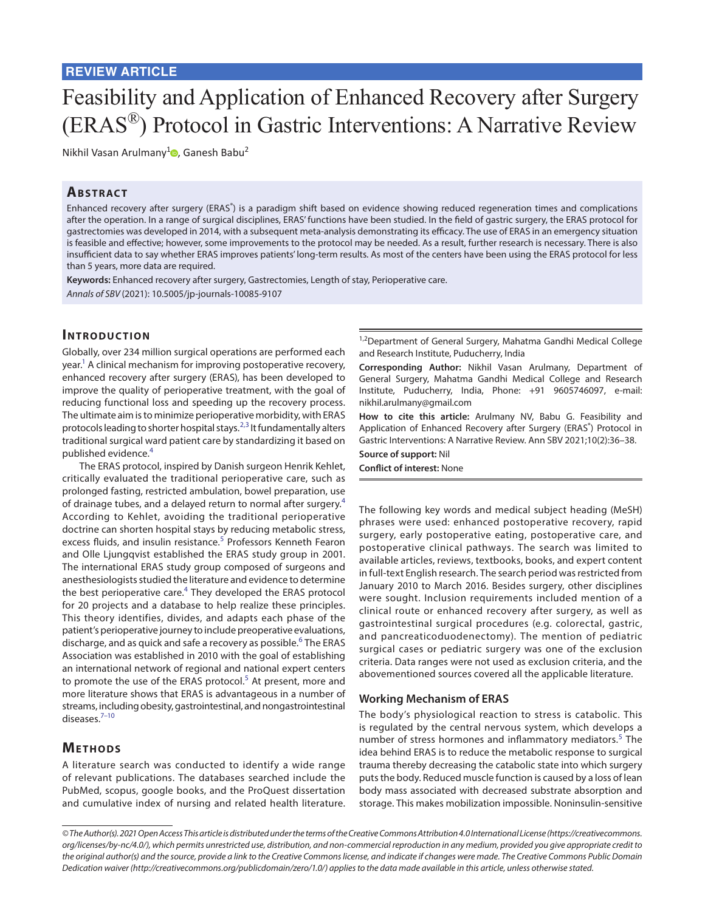REVIEW ARTICLE

# Feasibility and Application of Enhanced Recovery after Surgery (ERAS®) Protocol in Gastric Interventions: A Narrative Review

Nikhil Vasan Arulmany[1], Ganesh Babu[2]

## Abstract

Enhanced recovery after surgery (ERAS®) is a paradigm shift based on evidence showing reduced regeneration times and complications after the operation. In a range of surgical disciplines, ERAS' functions have been studied. In the field of gastric surgery, the ERAS protocol for gastrectomies was developed in 2014, with a subsequent meta-analysis demonstrating its efficacy. The use of ERAS in an emergency situation is feasible and effective; however, some improvements to the protocol may be needed. As a result, further research is necessary. There is also insufficient data to say whether ERAS improves patients' long-term results. As most of the centers have been using the ERAS protocol for less than 5 years, more data are required.

**Keywords:** Enhanced recovery after surgery, Gastrectomies, Length of stay, Perioperative care.

*Annals of SBV* (2021): 10.5005/jp-journals-10085-9107

## Introduction

Globally, over 234 million surgical operations are performed each year.[1] A clinical mechanism for improving postoperative recovery, enhanced recovery after surgery (ERAS), has been developed to improve the quality of perioperative treatment, with the goal of reducing functional loss and speeding up the recovery process. The ultimate aim is to minimize perioperative morbidity, with ERAS protocols leading to shorter hospital stays.[2,3] It fundamentally alters traditional surgical ward patient care by standardizing it based on published evidence.[4]

The ERAS protocol, inspired by Danish surgeon Henrik Kehlet, critically evaluated the traditional perioperative care, such as prolonged fasting, restricted ambulation, bowel preparation, use of drainage tubes, and a delayed return to normal after surgery.[4] According to Kehlet, avoiding the traditional perioperative doctrine can shorten hospital stays by reducing metabolic stress, excess fluids, and insulin resistance.[5] Professors Kenneth Fearon and Olle Ljungqvist established the ERAS study group in 2001. The international ERAS study group composed of surgeons and anesthesiologists studied the literature and evidence to determine the best perioperative care.[4] They developed the ERAS protocol for 20 projects and a database to help realize these principles. This theory identifies, divides, and adapts each phase of the patient's perioperative journey to include preoperative evaluations, discharge, and as quick and safe a recovery as possible.[6] The ERAS Association was established in 2010 with the goal of establishing an international network of regional and national expert centers to promote the use of the ERAS protocol.[5] At present, more and more literature shows that ERAS is advantageous in a number of streams, including obesity, gastrointestinal, and nongastrointestinal diseases.[7–10]

## Methods

A literature search was conducted to identify a wide range of relevant publications. The databases searched include the PubMed, scopus, google books, and the ProQuest dissertation and cumulative index of nursing and related health literature. The following key words and medical subject heading (MeSH) phrases were used: enhanced postoperative recovery, rapid surgery, early postoperative eating, postoperative care, and postoperative clinical pathways. The search was limited to available articles, reviews, textbooks, books, and expert content in full-text English research. The search period was restricted from January 2010 to March 2016. Besides surgery, other disciplines were sought. Inclusion requirements included mention of a clinical route or enhanced recovery after surgery, as well as gastrointestinal surgical procedures (e.g. colorectal, gastric, and pancreaticoduodenectomy). The mention of pediatric surgical cases or pediatric surgery was one of the exclusion criteria. Data ranges were not used as exclusion criteria, and the abovementioned sources covered all the applicable literature.

[1,2]Department of General Surgery, Mahatma Gandhi Medical College and Research Institute, Puducherry, India

**Corresponding Author:** Nikhil Vasan Arulmany, Department of General Surgery, Mahatma Gandhi Medical College and Research Institute, Puducherry, India, Phone: +91 9605746097, e-mail: nikhil.arulmany@gmail.com

**How to cite this article:** Arulmany NV, Babu G. Feasibility and Application of Enhanced Recovery after Surgery (ERAS®) Protocol in Gastric Interventions: A Narrative Review. Ann SBV 2021;10(2):36–38.

**Source of support:** Nil

**Conflict of interest:** None

### Working Mechanism of ERAS

The body's physiological reaction to stress is catabolic. This is regulated by the central nervous system, which develops a number of stress hormones and inflammatory mediators.[5] The idea behind ERAS is to reduce the metabolic response to surgical trauma thereby decreasing the catabolic state into which surgery puts the body. Reduced muscle function is caused by a loss of lean body mass associated with decreased substrate absorption and storage. This makes mobilization impossible. Noninsulin-sensitive

*© The Author(s). 2021 Open Access This article is distributed under the terms of the Creative Commons Attribution 4.0 International License (https://creativecommons.org/licenses/by-nc/4.0/), which permits unrestricted use, distribution, and non-commercial reproduction in any medium, provided you give appropriate credit to the original author(s) and the source, provide a link to the Creative Commons license, and indicate if changes were made. The Creative Commons Public Domain Dedication waiver (http://creativecommons.org/publicdomain/zero/1.0/) applies to the data made available in this article, unless otherwise stated.*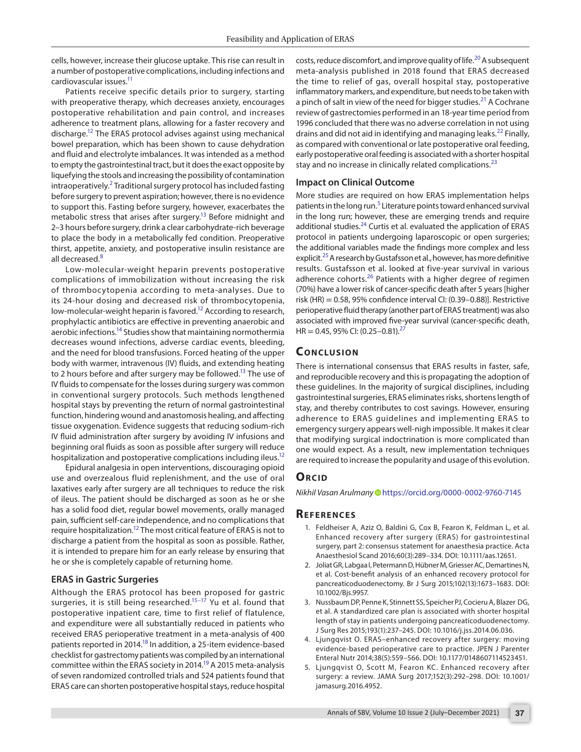cells, however, increase their glucose uptake. This rise can result in a number of postoperative complications, including infections and cardiovascular issues.[11]

Patients receive specific details prior to surgery, starting with preoperative therapy, which decreases anxiety, encourages postoperative rehabilitation and pain control, and increases adherence to treatment plans, allowing for a faster recovery and discharge.[12] The ERAS protocol advises against using mechanical bowel preparation, which has been shown to cause dehydration and fluid and electrolyte imbalances. It was intended as a method to empty the gastrointestinal tract, but it does the exact opposite by liquefying the stools and increasing the possibility of contamination intraoperatively.[2] Traditional surgery protocol has included fasting before surgery to prevent aspiration; however, there is no evidence to support this. Fasting before surgery, however, exacerbates the metabolic stress that arises after surgery.[13] Before midnight and 2–3 hours before surgery, drink a clear carbohydrate-rich beverage to place the body in a metabolically fed condition. Preoperative thirst, appetite, anxiety, and postoperative insulin resistance are all decreased.[8]

Low-molecular-weight heparin prevents postoperative complications of immobilization without increasing the risk of thrombocytopenia according to meta-analyses. Due to its 24-hour dosing and decreased risk of thrombocytopenia, low-molecular-weight heparin is favored.[12] According to research, prophylactic antibiotics are effective in preventing anaerobic and aerobic infections.[14] Studies show that maintaining normothermia decreases wound infections, adverse cardiac events, bleeding, and the need for blood transfusions. Forced heating of the upper body with warmer, intravenous (IV) fluids, and extending heating to 2 hours before and after surgery may be followed.[13] The use of IV fluids to compensate for the losses during surgery was common in conventional surgery protocols. Such methods lengthened hospital stays by preventing the return of normal gastrointestinal function, hindering wound and anastomosis healing, and affecting tissue oxygenation. Evidence suggests that reducing sodium-rich IV fluid administration after surgery by avoiding IV infusions and beginning oral fluids as soon as possible after surgery will reduce hospitalization and postoperative complications including ileus.[12]

Epidural analgesia in open interventions, discouraging opioid use and overzealous fluid replenishment, and the use of oral laxatives early after surgery are all techniques to reduce the risk of ileus. The patient should be discharged as soon as he or she has a solid food diet, regular bowel movements, orally managed pain, sufficient self-care independence, and no complications that require hospitalization.[12] The most critical feature of ERAS is not to discharge a patient from the hospital as soon as possible. Rather, it is intended to prepare him for an early release by ensuring that he or she is completely capable of returning home.

### ERAS in Gastric Surgeries

Although the ERAS protocol has been proposed for gastric surgeries, it is still being researched.[15–17] Yu et al. found that postoperative inpatient care, time to first relief of flatulence, and expenditure were all substantially reduced in patients who received ERAS perioperative treatment in a meta-analysis of 400 patients reported in 2014.[18] In addition, a 25-item evidence-based checklist for gastrectomy patients was compiled by an international committee within the ERAS society in 2014.[19] A 2015 meta-analysis of seven randomized controlled trials and 524 patients found that ERAS care can shorten postoperative hospital stays, reduce hospital costs, reduce discomfort, and improve quality of life.[20] A subsequent meta-analysis published in 2018 found that ERAS decreased the time to relief of gas, overall hospital stay, postoperative inflammatory markers, and expenditure, but needs to be taken with a pinch of salt in view of the need for bigger studies.[21] A Cochrane review of gastrectomies performed in an 18-year time period from 1996 concluded that there was no adverse correlation in not using drains and did not aid in identifying and managing leaks.[22] Finally, as compared with conventional or late postoperative oral feeding, early postoperative oral feeding is associated with a shorter hospital stay and no increase in clinically related complications.[23]

### Impact on Clinical Outcome

More studies are required on how ERAS implementation helps patients in the long run.[5] Literature points toward enhanced survival in the long run; however, these are emerging trends and require additional studies.[24] Curtis et al. evaluated the application of ERAS protocol in patients undergoing laparoscopic or open surgeries; the additional variables made the findings more complex and less explicit.[25] A research by Gustafsson et al., however, has more definitive results. Gustafsson et al. looked at five-year survival in various adherence cohorts.[26] Patients with a higher degree of regimen (70%) have a lower risk of cancer-specific death after 5 years [higher risk (HR) = 0.58, 95% confidence interval CI: (0.39–0.88)]. Restrictive perioperative fluid therapy (another part of ERAS treatment) was also associated with improved five-year survival (cancer-specific death, HR = 0.45, 95% CI: (0.25–0.81).[27]

## Conclusion

There is international consensus that ERAS results in faster, safe, and reproducible recovery and this is propagating the adoption of these guidelines. In the majority of surgical disciplines, including gastrointestinal surgeries, ERAS eliminates risks, shortens length of stay, and thereby contributes to cost savings. However, ensuring adherence to ERAS guidelines and implementing ERAS to emergency surgery appears well-nigh impossible. It makes it clear that modifying surgical indoctrination is more complicated than one would expect. As a result, new implementation techniques are required to increase the popularity and usage of this evolution.

## Orcid

*Nikhil Vasan Arulmany* https://orcid.org/0000-0002-9760-7145

## References

1. Feldheiser A, Aziz O, Baldini G, Cox B, Fearon K, Feldman L, et al. Enhanced recovery after surgery (ERAS) for gastrointestinal surgery, part 2: consensus statement for anaesthesia practice. Acta Anaesthesiol Scand 2016;60(3):289–334. DOI: 10.1111/aas.12651.
2. Joliat GR, Labgaa I, Petermann D, Hübner M, Griesser AC, Demartines N, et al. Cost-benefit analysis of an enhanced recovery protocol for pancreaticoduodenectomy. Br J Surg 2015;102(13):1673–1683. DOI: 10.1002/Bjs.9957.
3. Nussbaum DP, Penne K, Stinnett SS, Speicher PJ, Cocieru A, Blazer DG, et al. A standardized care plan is associated with shorter hospital length of stay in patients undergoing pancreaticoduodenectomy. J Surg Res 2015;193(1):237–245. DOI: 10.1016/j.jss.2014.06.036.
4. Ljungqvist O. ERAS–enhanced recovery after surgery: moving evidence-based perioperative care to practice. JPEN J Parenter Enteral Nutr 2014;38(5):559–566. DOI: 10.1177/0148607114523451.
5. Ljungqvist O, Scott M, Fearon KC. Enhanced recovery after surgery: a review. JAMA Surg 2017;152(3):292–298. DOI: 10.1001/jamasurg.2016.4952.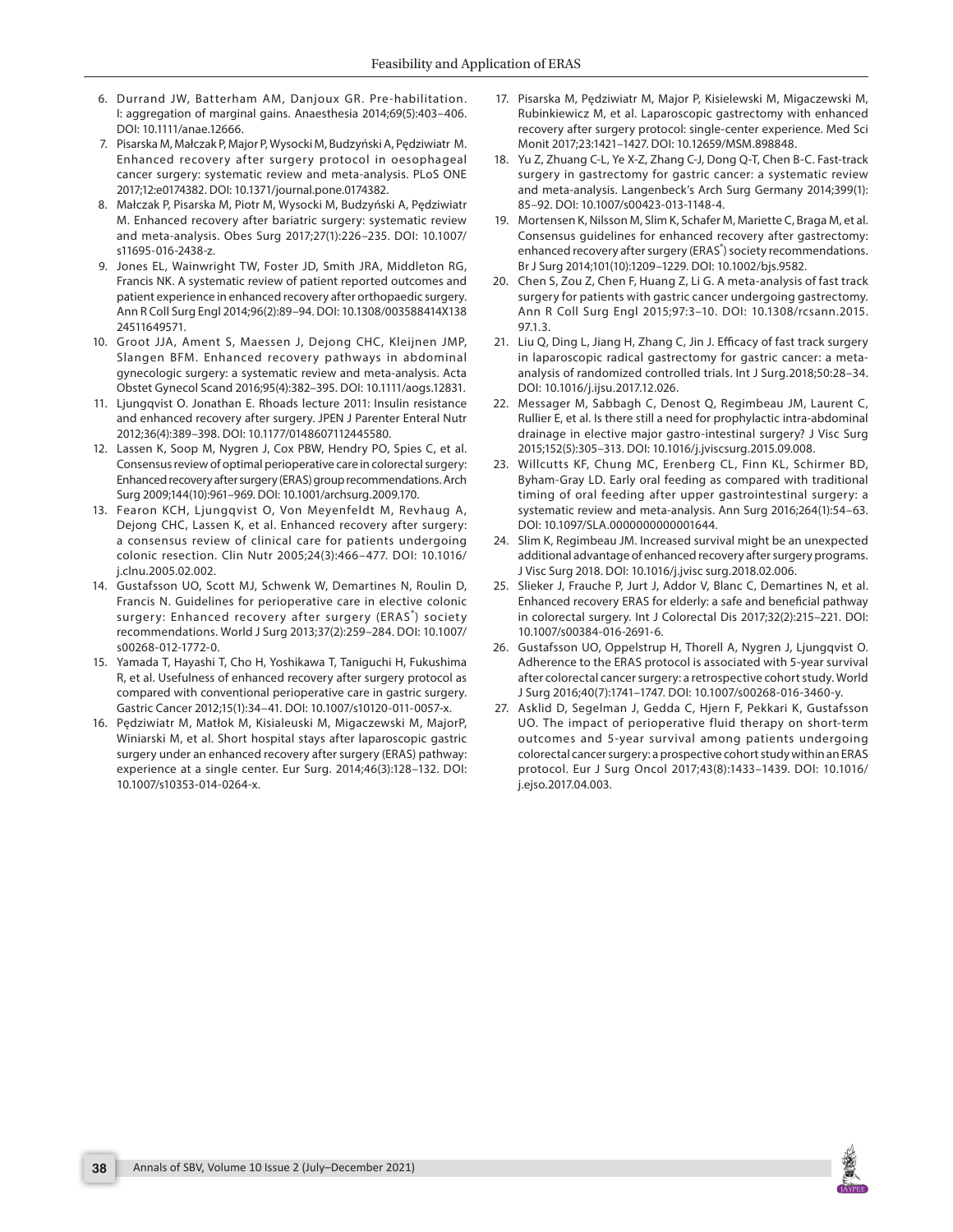6. Durrand JW, Batterham AM, Danjoux GR. Pre-habilitation. I: aggregation of marginal gains. Anaesthesia 2014;69(5):403–406. DOI: 10.1111/anae.12666.
7. Pisarska M, Małczak P, Major P, Wysocki M, Budzyński A, Pędziwiatr M. Enhanced recovery after surgery protocol in oesophageal cancer surgery: systematic review and meta-analysis. PLoS ONE 2017;12:e0174382. DOI: 10.1371/journal.pone.0174382.
8. Małczak P, Pisarska M, Piotr M, Wysocki M, Budzyński A, Pędziwiatr M. Enhanced recovery after bariatric surgery: systematic review and meta-analysis. Obes Surg 2017;27(1):226–235. DOI: 10.1007/s11695-016-2438-z.
9. Jones EL, Wainwright TW, Foster JD, Smith JRA, Middleton RG, Francis NK. A systematic review of patient reported outcomes and patient experience in enhanced recovery after orthopaedic surgery. Ann R Coll Surg Engl 2014;96(2):89–94. DOI: 10.1308/003588414X13824511649571.
10. Groot JJA, Ament S, Maessen J, Dejong CHC, Kleijnen JMP, Slangen BFM. Enhanced recovery pathways in abdominal gynecologic surgery: a systematic review and meta-analysis. Acta Obstet Gynecol Scand 2016;95(4):382–395. DOI: 10.1111/aogs.12831.
11. Ljungqvist O. Jonathan E. Rhoads lecture 2011: Insulin resistance and enhanced recovery after surgery. JPEN J Parenter Enteral Nutr 2012;36(4):389–398. DOI: 10.1177/0148607112445580.
12. Lassen K, Soop M, Nygren J, Cox PBW, Hendry PO, Spies C, et al. Consensus review of optimal perioperative care in colorectal surgery: Enhanced recovery after surgery (ERAS) group recommendations. Arch Surg 2009;144(10):961–969. DOI: 10.1001/archsurg.2009.170.
13. Fearon KCH, Ljungqvist O, Von Meyenfeldt M, Revhaug A, Dejong CHC, Lassen K, et al. Enhanced recovery after surgery: a consensus review of clinical care for patients undergoing colonic resection. Clin Nutr 2005;24(3):466–477. DOI: 10.1016/j.clnu.2005.02.002.
14. Gustafsson UO, Scott MJ, Schwenk W, Demartines N, Roulin D, Francis N. Guidelines for perioperative care in elective colonic surgery: Enhanced recovery after surgery (ERAS®) society recommendations. World J Surg 2013;37(2):259–284. DOI: 10.1007/s00268-012-1772-0.
15. Yamada T, Hayashi T, Cho H, Yoshikawa T, Taniguchi H, Fukushima R, et al. Usefulness of enhanced recovery after surgery protocol as compared with conventional perioperative care in gastric surgery. Gastric Cancer 2012;15(1):34–41. DOI: 10.1007/s10120-011-0057-x.
16. Pędziwiatr M, Matłok M, Kisialeuski M, Migaczewski M, MajorP, Winiarski M, et al. Short hospital stays after laparoscopic gastric surgery under an enhanced recovery after surgery (ERAS) pathway: experience at a single center. Eur Surg. 2014;46(3):128–132. DOI: 10.1007/s10353-014-0264-x.
17. Pisarska M, Pędziwiatr M, Major P, Kisielewski M, Migaczewski M, Rubinkiewicz M, et al. Laparoscopic gastrectomy with enhanced recovery after surgery protocol: single-center experience. Med Sci Monit 2017;23:1421–1427. DOI: 10.12659/MSM.898848.
18. Yu Z, Zhuang C-L, Ye X-Z, Zhang C-J, Dong Q-T, Chen B-C. Fast-track surgery in gastrectomy for gastric cancer: a systematic review and meta-analysis. Langenbeck's Arch Surg Germany 2014;399(1): 85–92. DOI: 10.1007/s00423-013-1148-4.
19. Mortensen K, Nilsson M, Slim K, Schafer M, Mariette C, Braga M, et al. Consensus guidelines for enhanced recovery after gastrectomy: enhanced recovery after surgery (ERAS®) society recommendations. Br J Surg 2014;101(10):1209–1229. DOI: 10.1002/bjs.9582.
20. Chen S, Zou Z, Chen F, Huang Z, Li G. A meta-analysis of fast track surgery for patients with gastric cancer undergoing gastrectomy. Ann R Coll Surg Engl 2015;97:3–10. DOI: 10.1308/rcsann.2015.97.1.3.
21. Liu Q, Ding L, Jiang H, Zhang C, Jin J. Efficacy of fast track surgery in laparoscopic radical gastrectomy for gastric cancer: a meta-analysis of randomized controlled trials. Int J Surg.2018;50:28–34. DOI: 10.1016/j.ijsu.2017.12.026.
22. Messager M, Sabbagh C, Denost Q, Regimbeau JM, Laurent C, Rullier E, et al. Is there still a need for prophylactic intra-abdominal drainage in elective major gastro-intestinal surgery? J Visc Surg 2015;152(5):305–313. DOI: 10.1016/j.jviscsurg.2015.09.008.
23. Willcutts KF, Chung MC, Erenberg CL, Finn KL, Schirmer BD, Byham-Gray LD. Early oral feeding as compared with traditional timing of oral feeding after upper gastrointestinal surgery: a systematic review and meta-analysis. Ann Surg 2016;264(1):54–63. DOI: 10.1097/SLA.0000000000001644.
24. Slim K, Regimbeau JM. Increased survival might be an unexpected additional advantage of enhanced recovery after surgery programs. J Visc Surg 2018. DOI: 10.1016/j.jvisc surg.2018.02.006.
25. Slieker J, Frauche P, Jurt J, Addor V, Blanc C, Demartines N, et al. Enhanced recovery ERAS for elderly: a safe and beneficial pathway in colorectal surgery. Int J Colorectal Dis 2017;32(2):215–221. DOI: 10.1007/s00384-016-2691-6.
26. Gustafsson UO, Oppelstrup H, Thorell A, Nygren J, Ljungqvist O. Adherence to the ERAS protocol is associated with 5-year survival after colorectal cancer surgery: a retrospective cohort study. World J Surg 2016;40(7):1741–1747. DOI: 10.1007/s00268-016-3460-y.
27. Asklid D, Segelman J, Gedda C, Hjern F, Pekkari K, Gustafsson UO. The impact of perioperative fluid therapy on short-term outcomes and 5-year survival among patients undergoing colorectal cancer surgery: a prospective cohort study within an ERAS protocol. Eur J Surg Oncol 2017;43(8):1433–1439. DOI: 10.1016/j.ejso.2017.04.003.